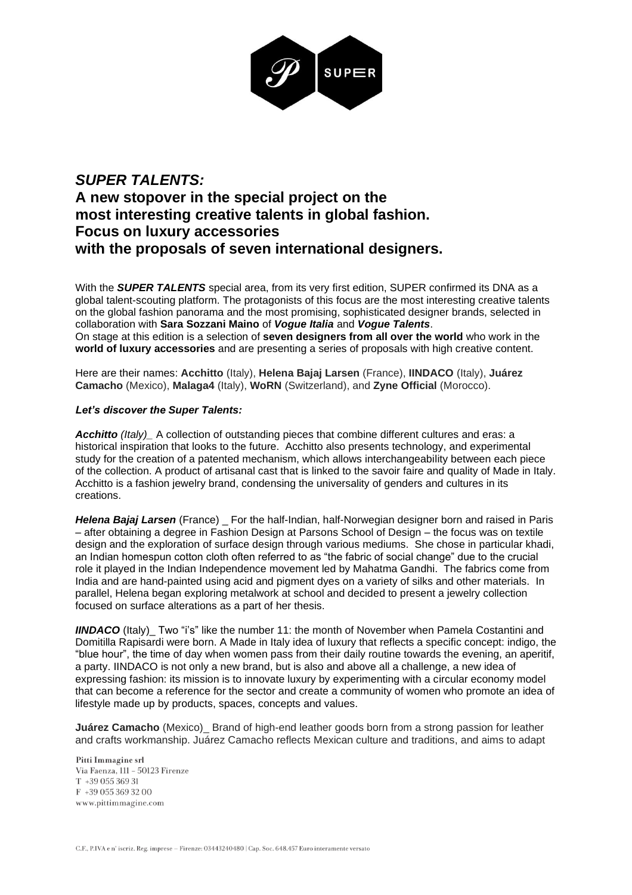# *SUPER TALENTS:*
# **A new stopover in the special project on the most interesting creative talents in global fashion. Focus on luxury accessories with the proposals of seven international designers.**

With the ***SUPER TALENTS*** special area, from its very first edition, SUPER confirmed its DNA as a global talent-scouting platform. The protagonists of this focus are the most interesting creative talents on the global fashion panorama and the most promising, sophisticated designer brands, selected in collaboration with **Sara Sozzani Maino** of ***Vogue Italia*** and ***Vogue Talents***.
On stage at this edition is a selection of **seven designers from all over the world** who work in the **world of luxury accessories** and are presenting a series of proposals with high creative content.

Here are their names: **Acchitto** (Italy), **Helena Bajaj Larsen** (France), **IINDACO** (Italy), **Juárez Camacho** (Mexico), **Malaga4** (Italy), **WoRN** (Switzerland), and **Zyne Official** (Morocco).

***Let's discover the Super Talents:***

***Acchitto** (Italy)*_ A collection of outstanding pieces that combine different cultures and eras: a historical inspiration that looks to the future. Acchitto also presents technology, and experimental study for the creation of a patented mechanism, which allows interchangeability between each piece of the collection. A product of artisanal cast that is linked to the savoir faire and quality of Made in Italy. Acchitto is a fashion jewelry brand, condensing the universality of genders and cultures in its creations.

***Helena Bajaj Larsen*** (France) _ For the half-Indian, half-Norwegian designer born and raised in Paris – after obtaining a degree in Fashion Design at Parsons School of Design – the focus was on textile design and the exploration of surface design through various mediums. She chose in particular khadi, an Indian homespun cotton cloth often referred to as "the fabric of social change" due to the crucial role it played in the Indian Independence movement led by Mahatma Gandhi. The fabrics come from India and are hand-painted using acid and pigment dyes on a variety of silks and other materials. In parallel, Helena began exploring metalwork at school and decided to present a jewelry collection focused on surface alterations as a part of her thesis.

***IINDACO*** (Italy)_ Two "i's" like the number 11: the month of November when Pamela Costantini and Domitilla Rapisardi were born. A Made in Italy idea of luxury that reflects a specific concept: indigo, the "blue hour", the time of day when women pass from their daily routine towards the evening, an aperitif, a party. IINDACO is not only a new brand, but is also and above all a challenge, a new idea of expressing fashion: its mission is to innovate luxury by experimenting with a circular economy model that can become a reference for the sector and create a community of women who promote an idea of lifestyle made up by products, spaces, concepts and values.

**Juárez Camacho** (Mexico)_ Brand of high-end leather goods born from a strong passion for leather and crafts workmanship. Juárez Camacho reflects Mexican culture and traditions, and aims to adapt

Pitti Immagine srl
Via Faenza, 111 – 50123 Firenze
T +39 055 369 31
F +39 055 369 32 00
www.pittimmagine.com

C.F., P.IVA e n° iscriz. Reg. imprese – Firenze: 03443240480 | Cap. Soc. 648.457 Euro interamente versato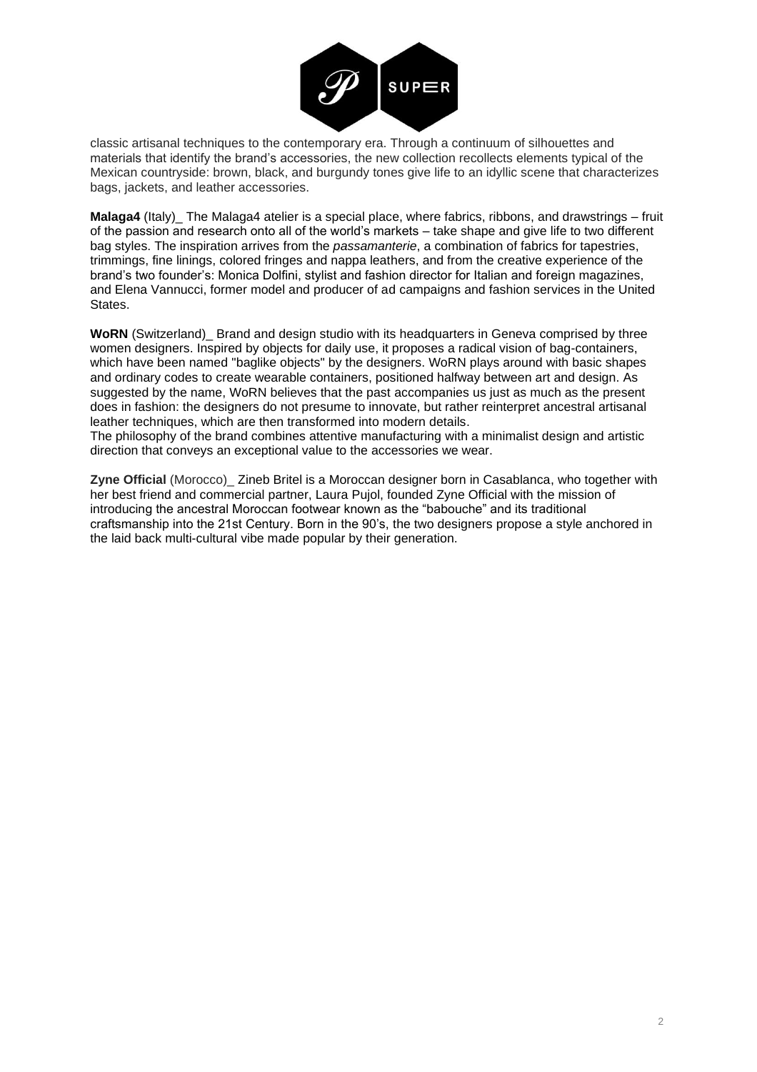classic artisanal techniques to the contemporary era. Through a continuum of silhouettes and materials that identify the brand's accessories, the new collection recollects elements typical of the Mexican countryside: brown, black, and burgundy tones give life to an idyllic scene that characterizes bags, jackets, and leather accessories.

**Malaga4** (Italy)_ The Malaga4 atelier is a special place, where fabrics, ribbons, and drawstrings – fruit of the passion and research onto all of the world's markets – take shape and give life to two different bag styles. The inspiration arrives from the *passamanterie*, a combination of fabrics for tapestries, trimmings, fine linings, colored fringes and nappa leathers, and from the creative experience of the brand's two founder's: Monica Dolfini, stylist and fashion director for Italian and foreign magazines, and Elena Vannucci, former model and producer of ad campaigns and fashion services in the United States.

**WoRN** (Switzerland)_ Brand and design studio with its headquarters in Geneva comprised by three women designers. Inspired by objects for daily use, it proposes a radical vision of bag-containers, which have been named "baglike objects" by the designers. WoRN plays around with basic shapes and ordinary codes to create wearable containers, positioned halfway between art and design. As suggested by the name, WoRN believes that the past accompanies us just as much as the present does in fashion: the designers do not presume to innovate, but rather reinterpret ancestral artisanal leather techniques, which are then transformed into modern details.
The philosophy of the brand combines attentive manufacturing with a minimalist design and artistic direction that conveys an exceptional value to the accessories we wear.

**Zyne Official** (Morocco)_ Zineb Britel is a Moroccan designer born in Casablanca, who together with her best friend and commercial partner, Laura Pujol, founded Zyne Official with the mission of introducing the ancestral Moroccan footwear known as the "babouche" and its traditional craftsmanship into the 21st Century. Born in the 90's, the two designers propose a style anchored in the laid back multi-cultural vibe made popular by their generation.